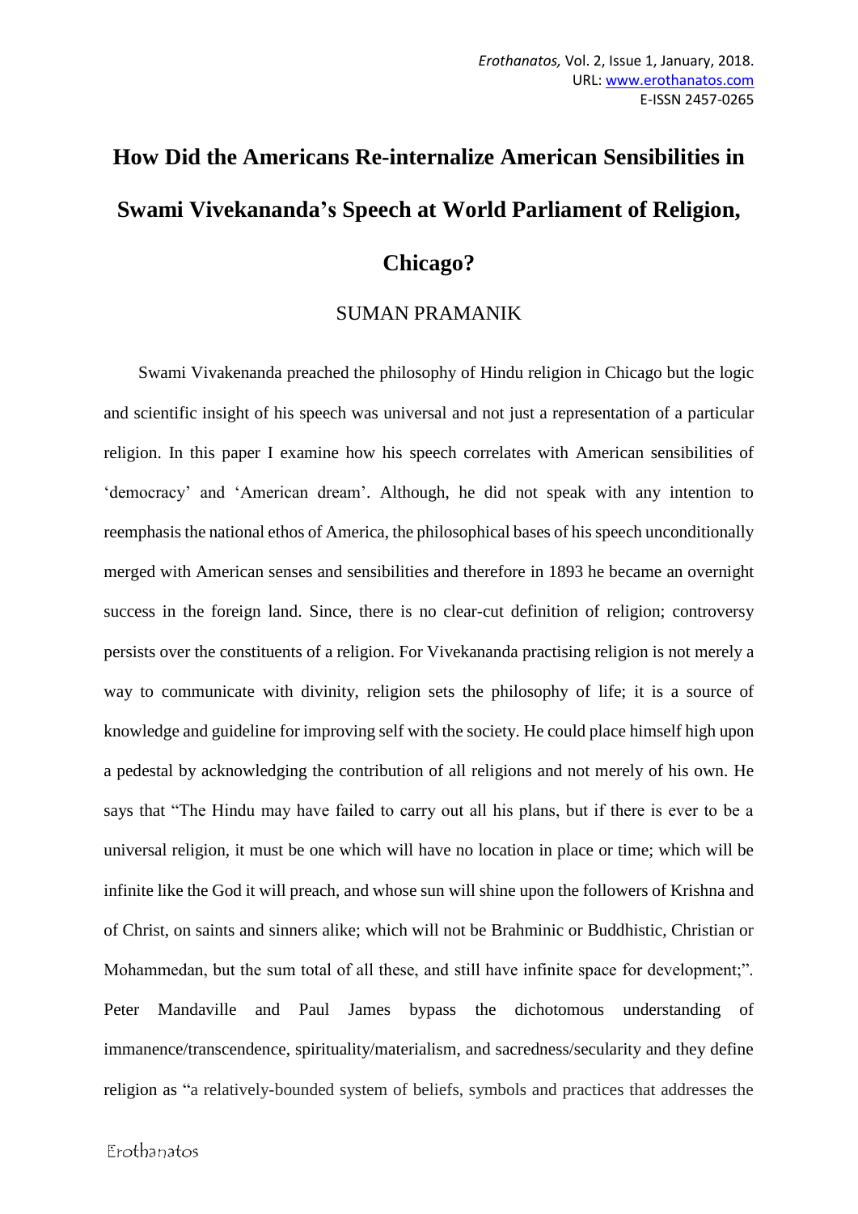# How Did the Americans Re-internalize American Sensibilities in Swami Vivekananda's Speech at World Parliament of Religion, Chicago?

SUMAN PRAMANIK

Swami Vivakenanda preached the philosophy of Hindu religion in Chicago but the logic and scientific insight of his speech was universal and not just a representation of a particular religion. In this paper I examine how his speech correlates with American sensibilities of 'democracy' and 'American dream'. Although, he did not speak with any intention to reemphasis the national ethos of America, the philosophical bases of his speech unconditionally merged with American senses and sensibilities and therefore in 1893 he became an overnight success in the foreign land. Since, there is no clear-cut definition of religion; controversy persists over the constituents of a religion. For Vivekananda practising religion is not merely a way to communicate with divinity, religion sets the philosophy of life; it is a source of knowledge and guideline for improving self with the society. He could place himself high upon a pedestal by acknowledging the contribution of all religions and not merely of his own. He says that "The Hindu may have failed to carry out all his plans, but if there is ever to be a universal religion, it must be one which will have no location in place or time; which will be infinite like the God it will preach, and whose sun will shine upon the followers of Krishna and of Christ, on saints and sinners alike; which will not be Brahminic or Buddhistic, Christian or Mohammedan, but the sum total of all these, and still have infinite space for development;". Peter Mandaville and Paul James bypass the dichotomous understanding of immanence/transcendence, spirituality/materialism, and sacredness/secularity and they define religion as "a relatively-bounded system of beliefs, symbols and practices that addresses the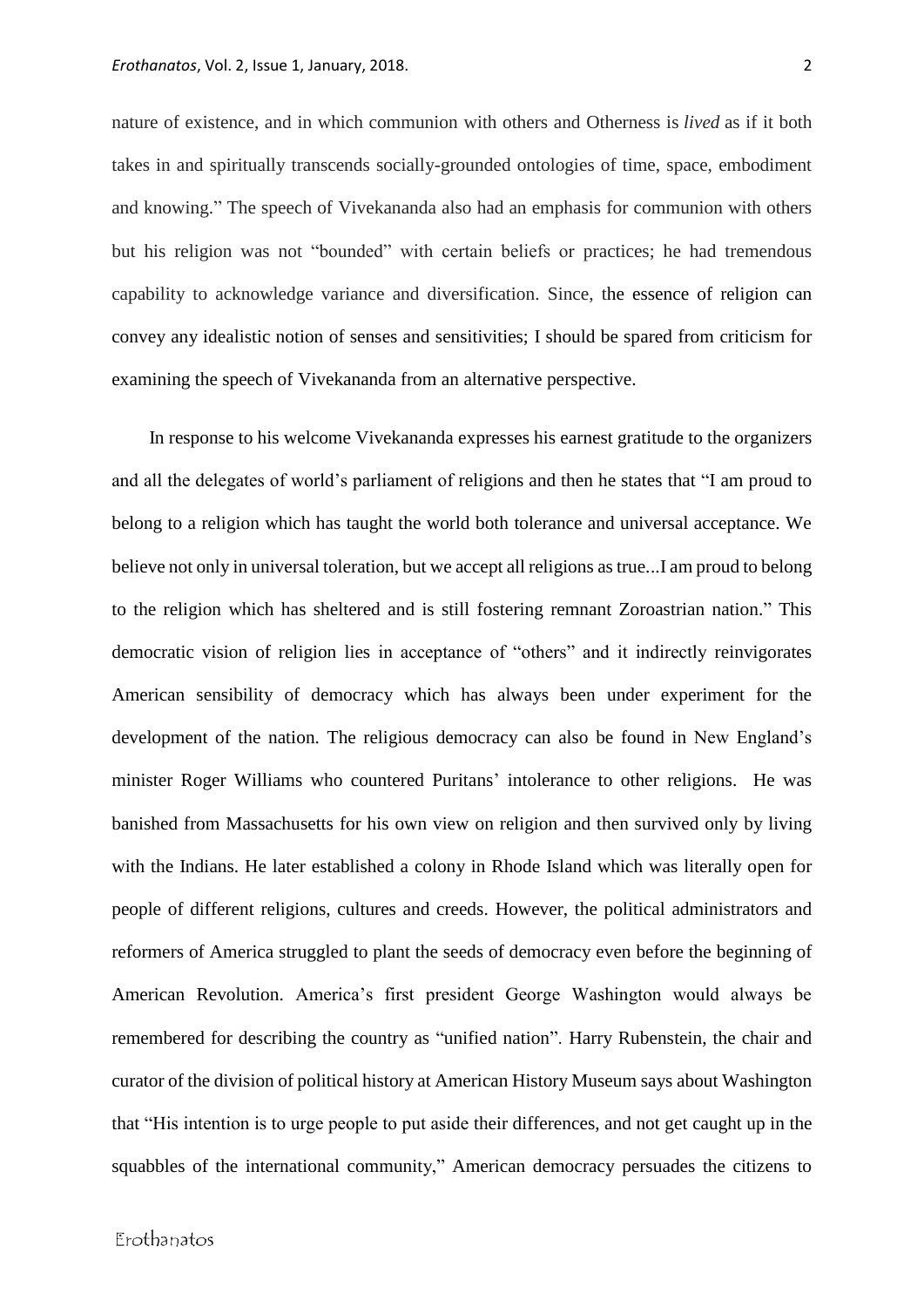nature of existence, and in which communion with others and Otherness is *lived* as if it both takes in and spiritually transcends socially-grounded ontologies of time, space, embodiment and knowing." The speech of Vivekananda also had an emphasis for communion with others but his religion was not "bounded" with certain beliefs or practices; he had tremendous capability to acknowledge variance and diversification. Since, the essence of religion can convey any idealistic notion of senses and sensitivities; I should be spared from criticism for examining the speech of Vivekananda from an alternative perspective.

In response to his welcome Vivekananda expresses his earnest gratitude to the organizers and all the delegates of world's parliament of religions and then he states that "I am proud to belong to a religion which has taught the world both tolerance and universal acceptance. We believe not only in universal toleration, but we accept all religions as true...I am proud to belong to the religion which has sheltered and is still fostering remnant Zoroastrian nation." This democratic vision of religion lies in acceptance of "others" and it indirectly reinvigorates American sensibility of democracy which has always been under experiment for the development of the nation. The religious democracy can also be found in New England's minister Roger Williams who countered Puritans' intolerance to other religions. He was banished from Massachusetts for his own view on religion and then survived only by living with the Indians. He later established a colony in Rhode Island which was literally open for people of different religions, cultures and creeds. However, the political administrators and reformers of America struggled to plant the seeds of democracy even before the beginning of American Revolution. America's first president George Washington would always be remembered for describing the country as "unified nation". Harry Rubenstein, the chair and curator of the division of political history at American History Museum says about Washington that "His intention is to urge people to put aside their differences, and not get caught up in the squabbles of the international community," American democracy persuades the citizens to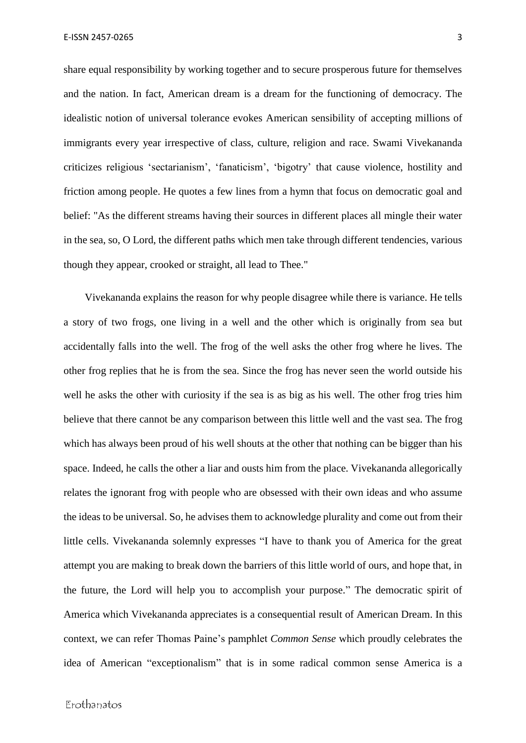share equal responsibility by working together and to secure prosperous future for themselves and the nation. In fact, American dream is a dream for the functioning of democracy. The idealistic notion of universal tolerance evokes American sensibility of accepting millions of immigrants every year irrespective of class, culture, religion and race. Swami Vivekananda criticizes religious 'sectarianism', 'fanaticism', 'bigotry' that cause violence, hostility and friction among people. He quotes a few lines from a hymn that focus on democratic goal and belief: "As the different streams having their sources in different places all mingle their water in the sea, so, O Lord, the different paths which men take through different tendencies, various though they appear, crooked or straight, all lead to Thee."

Vivekananda explains the reason for why people disagree while there is variance. He tells a story of two frogs, one living in a well and the other which is originally from sea but accidentally falls into the well. The frog of the well asks the other frog where he lives. The other frog replies that he is from the sea. Since the frog has never seen the world outside his well he asks the other with curiosity if the sea is as big as his well. The other frog tries him believe that there cannot be any comparison between this little well and the vast sea. The frog which has always been proud of his well shouts at the other that nothing can be bigger than his space. Indeed, he calls the other a liar and ousts him from the place. Vivekananda allegorically relates the ignorant frog with people who are obsessed with their own ideas and who assume the ideas to be universal. So, he advises them to acknowledge plurality and come out from their little cells. Vivekananda solemnly expresses "I have to thank you of America for the great attempt you are making to break down the barriers of this little world of ours, and hope that, in the future, the Lord will help you to accomplish your purpose." The democratic spirit of America which Vivekananda appreciates is a consequential result of American Dream. In this context, we can refer Thomas Paine's pamphlet *Common Sense* which proudly celebrates the idea of American "exceptionalism" that is in some radical common sense America is a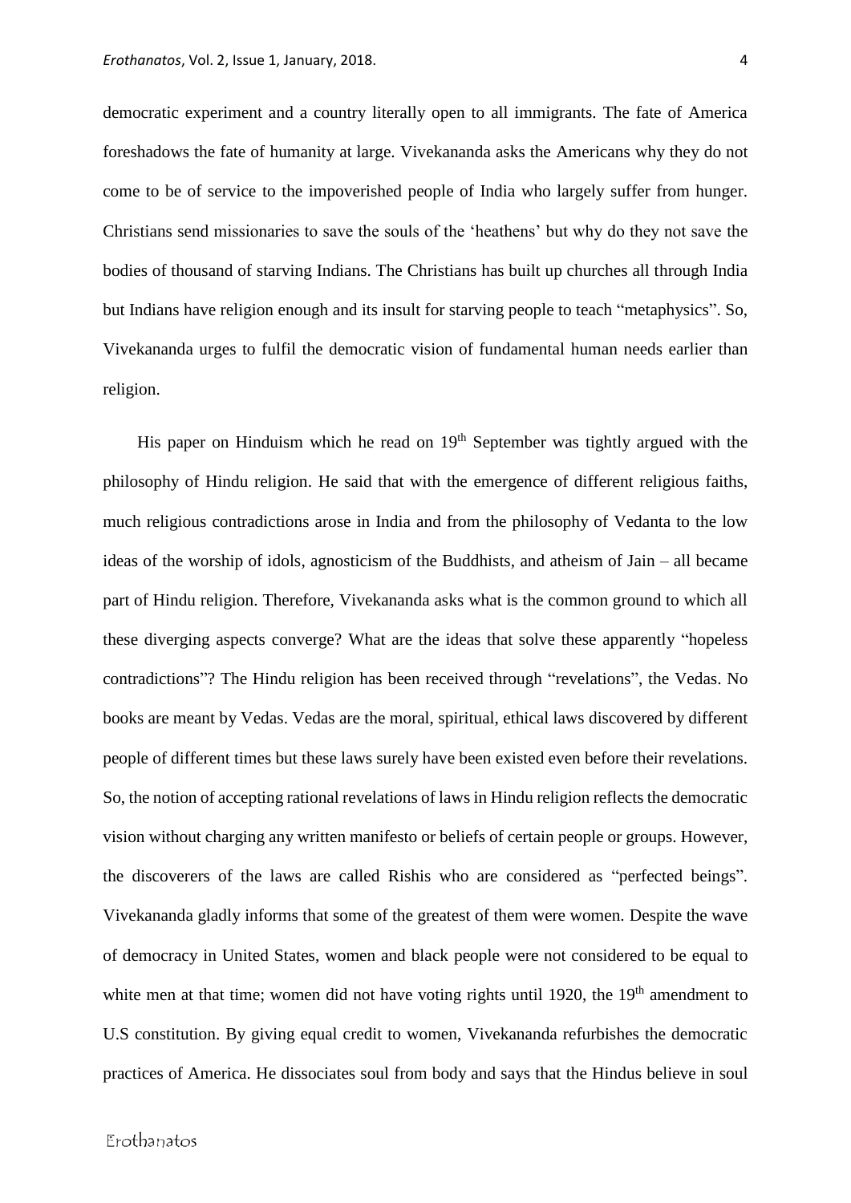democratic experiment and a country literally open to all immigrants. The fate of America foreshadows the fate of humanity at large. Vivekananda asks the Americans why they do not come to be of service to the impoverished people of India who largely suffer from hunger. Christians send missionaries to save the souls of the 'heathens' but why do they not save the bodies of thousand of starving Indians. The Christians has built up churches all through India but Indians have religion enough and its insult for starving people to teach "metaphysics". So, Vivekananda urges to fulfil the democratic vision of fundamental human needs earlier than religion.

His paper on Hinduism which he read on 19th September was tightly argued with the philosophy of Hindu religion. He said that with the emergence of different religious faiths, much religious contradictions arose in India and from the philosophy of Vedanta to the low ideas of the worship of idols, agnosticism of the Buddhists, and atheism of Jain – all became part of Hindu religion. Therefore, Vivekananda asks what is the common ground to which all these diverging aspects converge? What are the ideas that solve these apparently "hopeless contradictions"? The Hindu religion has been received through "revelations", the Vedas. No books are meant by Vedas. Vedas are the moral, spiritual, ethical laws discovered by different people of different times but these laws surely have been existed even before their revelations. So, the notion of accepting rational revelations of laws in Hindu religion reflects the democratic vision without charging any written manifesto or beliefs of certain people or groups. However, the discoverers of the laws are called Rishis who are considered as "perfected beings". Vivekananda gladly informs that some of the greatest of them were women. Despite the wave of democracy in United States, women and black people were not considered to be equal to white men at that time; women did not have voting rights until 1920, the 19th amendment to U.S constitution. By giving equal credit to women, Vivekananda refurbishes the democratic practices of America. He dissociates soul from body and says that the Hindus believe in soul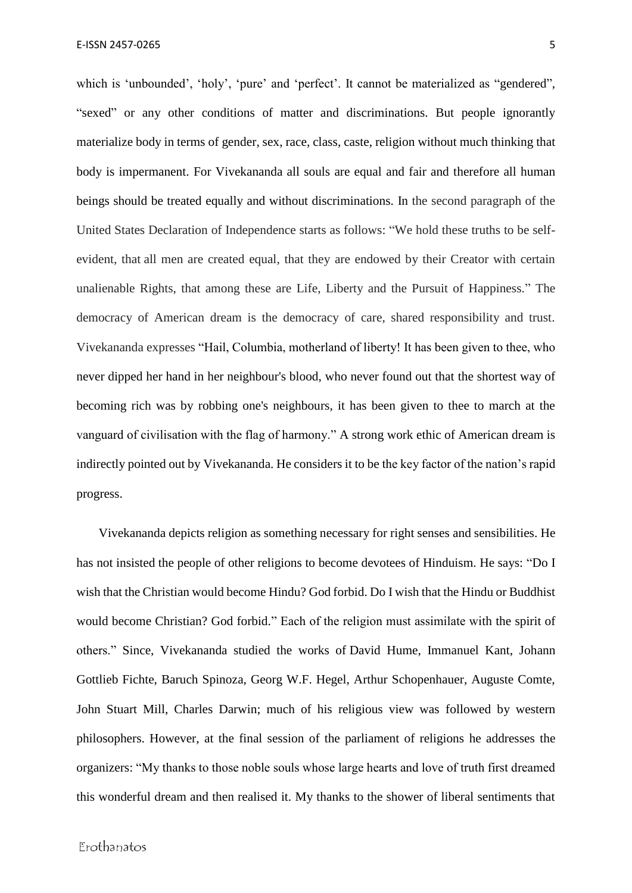which is 'unbounded', 'holy', 'pure' and 'perfect'. It cannot be materialized as "gendered", "sexed" or any other conditions of matter and discriminations. But people ignorantly materialize body in terms of gender, sex, race, class, caste, religion without much thinking that body is impermanent. For Vivekananda all souls are equal and fair and therefore all human beings should be treated equally and without discriminations. In the second paragraph of the United States Declaration of Independence starts as follows: "We hold these truths to be self-evident, that all men are created equal, that they are endowed by their Creator with certain unalienable Rights, that among these are Life, Liberty and the Pursuit of Happiness." The democracy of American dream is the democracy of care, shared responsibility and trust. Vivekananda expresses "Hail, Columbia, motherland of liberty! It has been given to thee, who never dipped her hand in her neighbour's blood, who never found out that the shortest way of becoming rich was by robbing one's neighbours, it has been given to thee to march at the vanguard of civilisation with the flag of harmony." A strong work ethic of American dream is indirectly pointed out by Vivekananda. He considers it to be the key factor of the nation's rapid progress.

Vivekananda depicts religion as something necessary for right senses and sensibilities. He has not insisted the people of other religions to become devotees of Hinduism. He says: "Do I wish that the Christian would become Hindu? God forbid. Do I wish that the Hindu or Buddhist would become Christian? God forbid." Each of the religion must assimilate with the spirit of others." Since, Vivekananda studied the works of David Hume, Immanuel Kant, Johann Gottlieb Fichte, Baruch Spinoza, Georg W.F. Hegel, Arthur Schopenhauer, Auguste Comte, John Stuart Mill, Charles Darwin; much of his religious view was followed by western philosophers. However, at the final session of the parliament of religions he addresses the organizers: "My thanks to those noble souls whose large hearts and love of truth first dreamed this wonderful dream and then realised it. My thanks to the shower of liberal sentiments that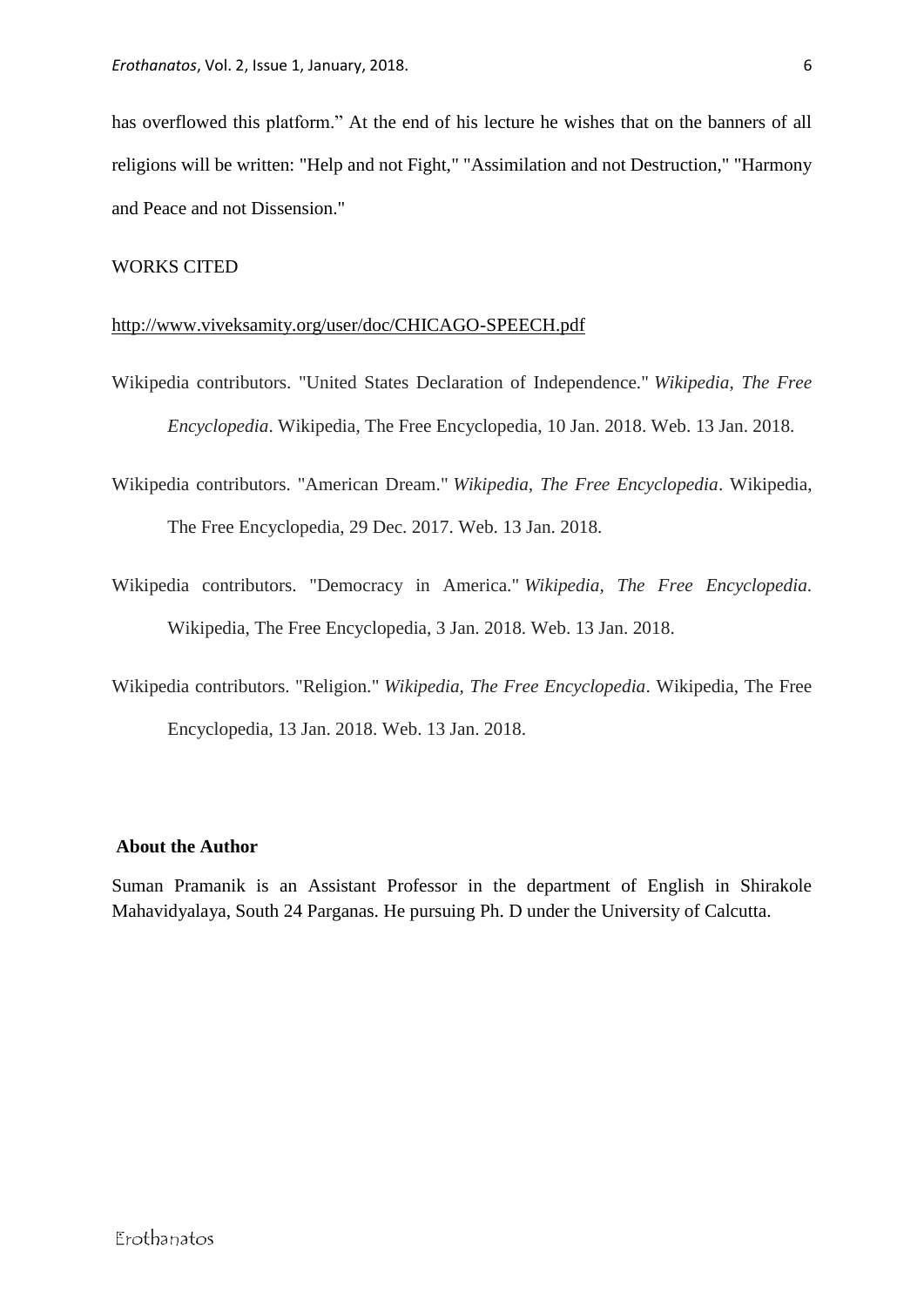has overflowed this platform." At the end of his lecture he wishes that on the banners of all religions will be written: "Help and not Fight," "Assimilation and not Destruction," "Harmony and Peace and not Dissension."

WORKS CITED

http://www.viveksamity.org/user/doc/CHICAGO-SPEECH.pdf

Wikipedia contributors. "United States Declaration of Independence." *Wikipedia, The Free Encyclopedia*. Wikipedia, The Free Encyclopedia, 10 Jan. 2018. Web. 13 Jan. 2018.

Wikipedia contributors. "American Dream." *Wikipedia, The Free Encyclopedia*. Wikipedia, The Free Encyclopedia, 29 Dec. 2017. Web. 13 Jan. 2018.

Wikipedia contributors. "Democracy in America." *Wikipedia, The Free Encyclopedia*. Wikipedia, The Free Encyclopedia, 3 Jan. 2018. Web. 13 Jan. 2018.

Wikipedia contributors. "Religion." *Wikipedia, The Free Encyclopedia*. Wikipedia, The Free Encyclopedia, 13 Jan. 2018. Web. 13 Jan. 2018.

**About the Author**

Suman Pramanik is an Assistant Professor in the department of English in Shirakole Mahavidyalaya, South 24 Parganas. He pursuing Ph. D under the University of Calcutta.